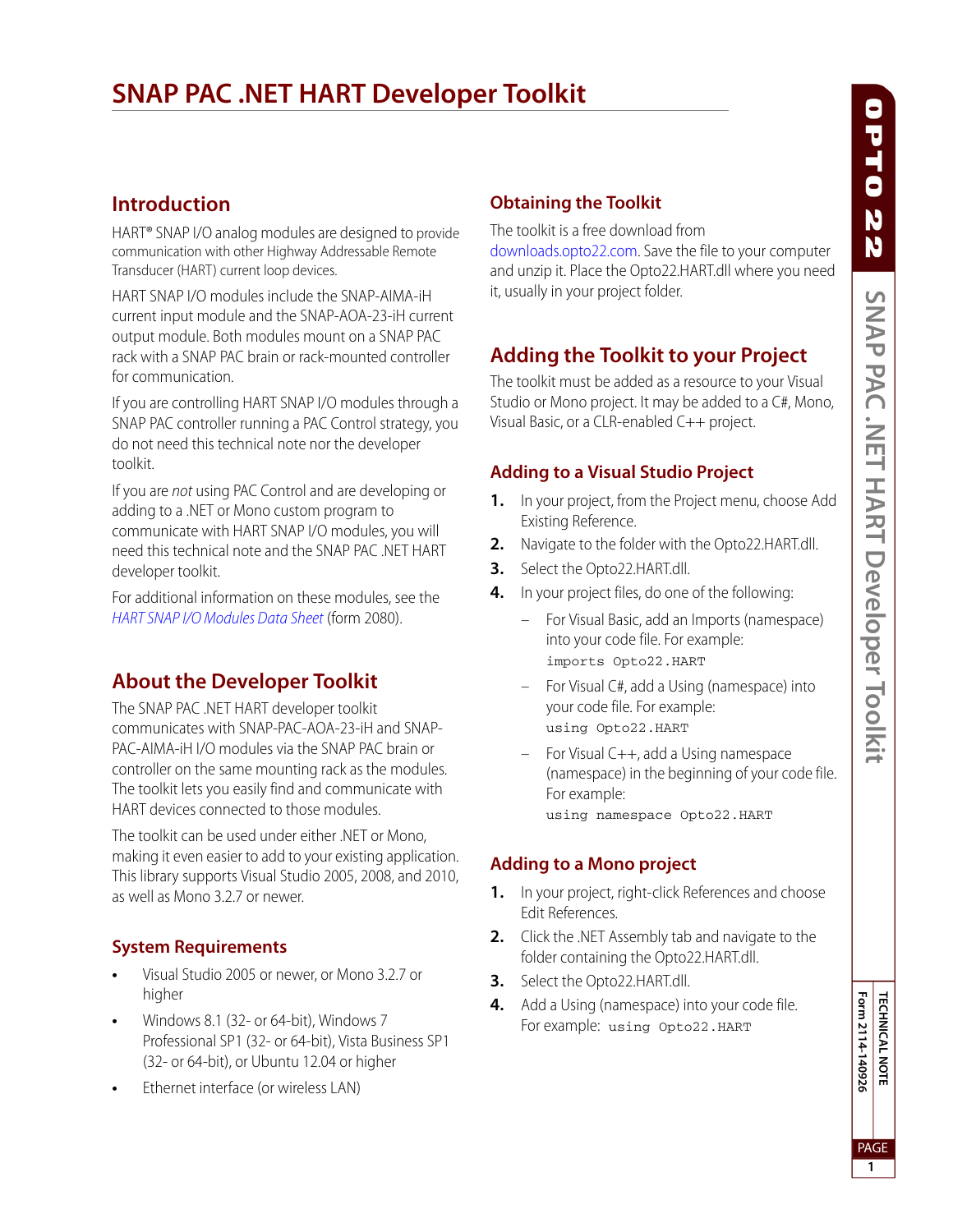# SNAP PAC .NET HART Developer Toolkit

## Introduction

HART® SNAP I/O analog modules are designed to provide communication with other Highway Addressable Remote Transducer (HART) current loop devices.

HART SNAP I/O modules include the SNAP-AIMA-iH current input module and the SNAP-AOA-23-iH current output module. Both modules mount on a SNAP PAC rack with a SNAP PAC brain or rack-mounted controller for communication.

If you are controlling HART SNAP I/O modules through a SNAP PAC controller running a PAC Control strategy, you do not need this technical note nor the developer toolkit.

If you are *not* using PAC Control and are developing or adding to a .NET or Mono custom program to communicate with HART SNAP I/O modules, you will need this technical note and the SNAP PAC .NET HART developer toolkit.

For additional information on these modules, see the *HART SNAP I/O Modules Data Sheet* (form 2080).

## About the Developer Toolkit

The SNAP PAC .NET HART developer toolkit communicates with SNAP-PAC-AOA-23-iH and SNAP-PAC-AIMA-iH I/O modules via the SNAP PAC brain or controller on the same mounting rack as the modules. The toolkit lets you easily find and communicate with HART devices connected to those modules.

The toolkit can be used under either .NET or Mono, making it even easier to add to your existing application. This library supports Visual Studio 2005, 2008, and 2010, as well as Mono 3.2.7 or newer.

### System Requirements

- Visual Studio 2005 or newer, or Mono 3.2.7 or higher
- Windows 8.1 (32- or 64-bit), Windows 7 Professional SP1 (32- or 64-bit), Vista Business SP1 (32- or 64-bit), or Ubuntu 12.04 or higher
- Ethernet interface (or wireless LAN)

### Obtaining the Toolkit

The toolkit is a free download from downloads.opto22.com. Save the file to your computer and unzip it. Place the Opto22.HART.dll where you need it, usually in your project folder.

## Adding the Toolkit to your Project

The toolkit must be added as a resource to your Visual Studio or Mono project. It may be added to a C#, Mono, Visual Basic, or a CLR-enabled C++ project.

### Adding to a Visual Studio Project

1. In your project, from the Project menu, choose Add Existing Reference.
2. Navigate to the folder with the Opto22.HART.dll.
3. Select the Opto22.HART.dll.
4. In your project files, do one of the following:
   - For Visual Basic, add an Imports (namespace) into your code file. For example:
     ```
     imports Opto22.HART
     ```
   - For Visual C#, add a Using (namespace) into your code file. For example:
     ```
     using Opto22.HART
     ```
   - For Visual C++, add a Using namespace (namespace) in the beginning of your code file. For example:
     ```
     using namespace Opto22.HART
     ```

### Adding to a Mono project

1. In your project, right-click References and choose Edit References.
2. Click the .NET Assembly tab and navigate to the folder containing the Opto22.HART.dll.
3. Select the Opto22.HART.dll.
4. Add a Using (namespace) into your code file. For example: `using Opto22.HART`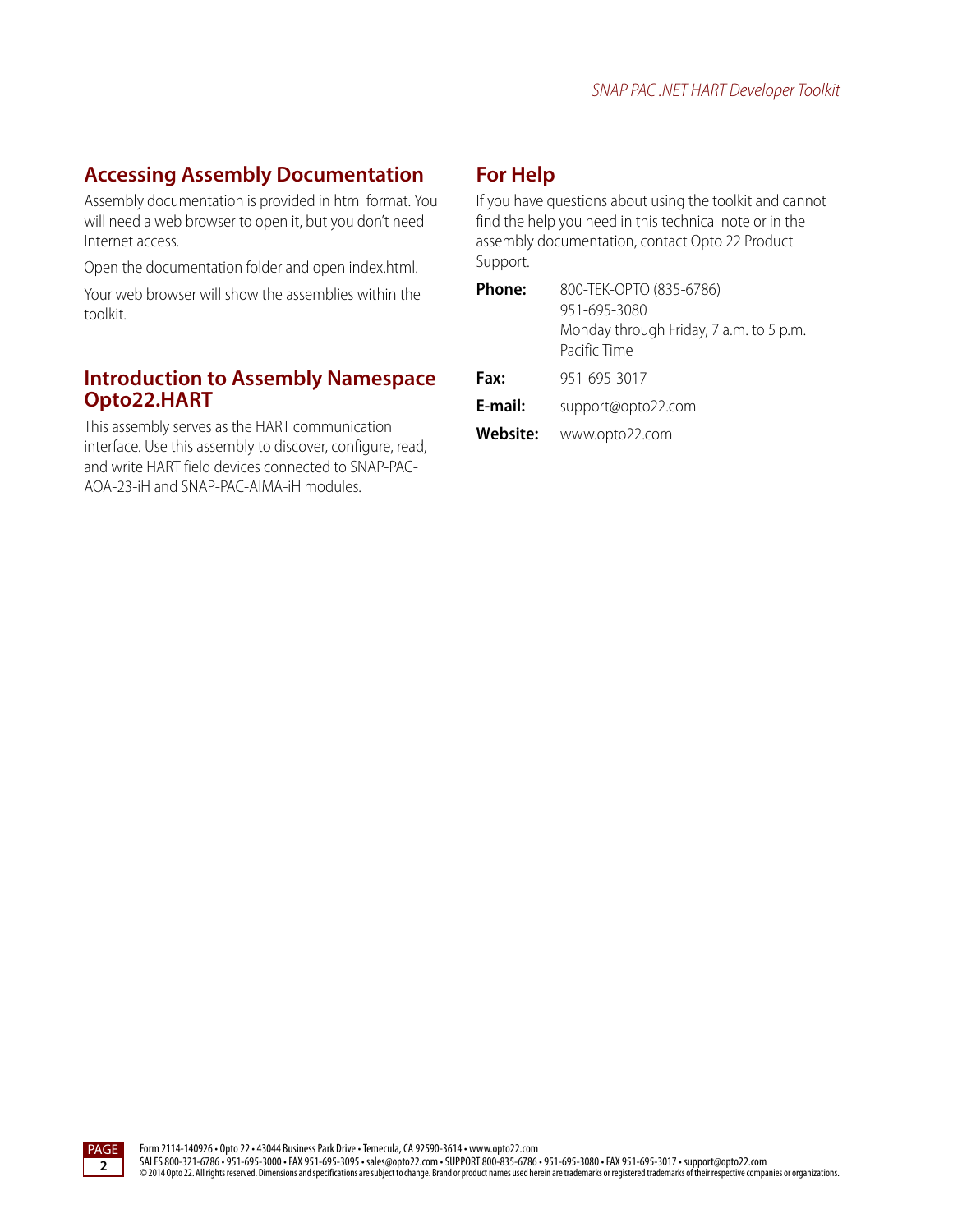## Accessing Assembly Documentation

Assembly documentation is provided in html format. You will need a web browser to open it, but you don't need Internet access.

Open the documentation folder and open index.html.

Your web browser will show the assemblies within the toolkit.

## Introduction to Assembly Namespace Opto22.HART

This assembly serves as the HART communication interface. Use this assembly to discover, configure, read, and write HART field devices connected to SNAP-PAC-AOA-23-iH and SNAP-PAC-AIMA-iH modules.

## For Help

If you have questions about using the toolkit and cannot find the help you need in this technical note or in the assembly documentation, contact Opto 22 Product Support.

| | |
|---|---|
| **Phone:** | 800-TEK-OPTO (835-6786)<br>951-695-3080<br>Monday through Friday, 7 a.m. to 5 p.m. Pacific Time |
| **Fax:** | 951-695-3017 |
| **E-mail:** | support@opto22.com |
| **Website:** | www.opto22.com |